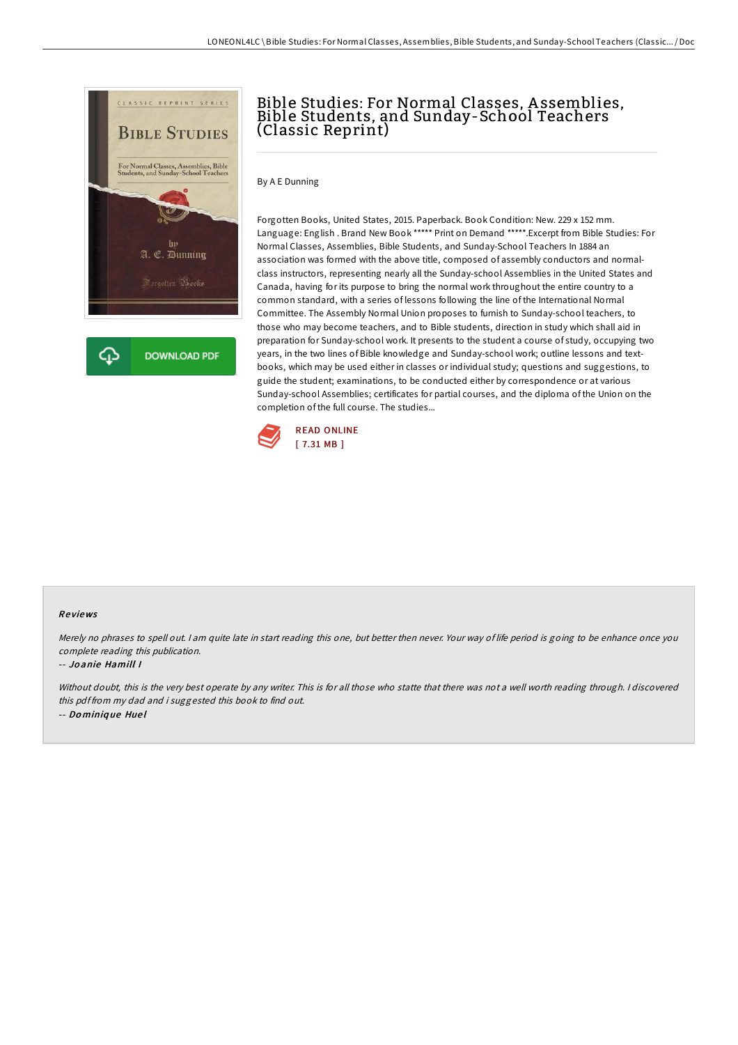# Bible Studies: For Normal Classes, Assemblies, Bible Students, and Sunday-School Teachers (Classic Reprint)

By A E Dunning

Forgotten Books, United States, 2015. Paperback. Book Condition: New. 229 x 152 mm. Language: English . Brand New Book ***** Print on Demand *****.Excerpt from Bible Studies: For Normal Classes, Assemblies, Bible Students, and Sunday-School Teachers In 1884 an association was formed with the above title, composed of assembly conductors and normal-class instructors, representing nearly all the Sunday-school Assemblies in the United States and Canada, having for its purpose to bring the normal work throughout the entire country to a common standard, with a series of lessons following the line of the International Normal Committee. The Assembly Normal Union proposes to furnish to Sunday-school teachers, to those who may become teachers, and to Bible students, direction in study which shall aid in preparation for Sunday-school work. It presents to the student a course of study, occupying two years, in the two lines of Bible knowledge and Sunday-school work; outline lessons and text-books, which may be used either in classes or individual study; questions and suggestions, to guide the student; examinations, to be conducted either by correspondence or at various Sunday-school Assemblies; certificates for partial courses, and the diploma of the Union on the completion of the full course. The studies...

DOWNLOAD PDF

READ ONLINE
[ 7.31 MB ]

## Reviews

*Merely no phrases to spell out. I am quite late in start reading this one, but better then never. Your way of life period is going to be enhance once you complete reading this publication.*

-- *Joanie Hamill I*

*Without doubt, this is the very best operate by any writer. This is for all those who statte that there was not a well worth reading through. I discovered this pdf from my dad and i suggested this book to find out.*

-- *Dominique Huel*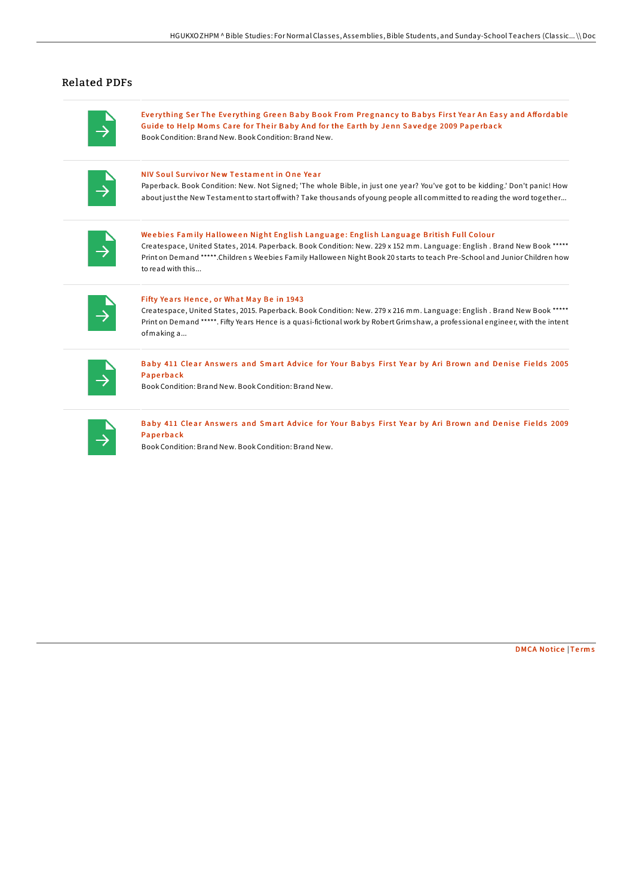## Related PDFs

**Everything Ser The Everything Green Baby Book From Pregnancy to Babys First Year An Easy and Affordable Guide to Help Moms Care for Their Baby And for the Earth by Jenn Savedge 2009 Paperback**

Book Condition: Brand New. Book Condition: Brand New.

**NIV Soul Survivor New Testament in One Year**

Paperback. Book Condition: New. Not Signed; 'The whole Bible, in just one year? You've got to be kidding.' Don't panic! How about just the New Testament to start off with? Take thousands of young people all committed to reading the word together...

**Weebies Family Halloween Night English Language: English Language British Full Colour**

Createspace, United States, 2014. Paperback. Book Condition: New. 229 x 152 mm. Language: English . Brand New Book ***** Print on Demand *****.Children s Weebies Family Halloween Night Book 20 starts to teach Pre-School and Junior Children how to read with this...

**Fifty Years Hence, or What May Be in 1943**

Createspace, United States, 2015. Paperback. Book Condition: New. 279 x 216 mm. Language: English . Brand New Book ***** Print on Demand *****. Fifty Years Hence is a quasi-fictional work by Robert Grimshaw, a professional engineer, with the intent of making a...

**Baby 411 Clear Answers and Smart Advice for Your Babys First Year by Ari Brown and Denise Fields 2005 Paperback**

Book Condition: Brand New. Book Condition: Brand New.

**Baby 411 Clear Answers and Smart Advice for Your Babys First Year by Ari Brown and Denise Fields 2009 Paperback**

Book Condition: Brand New. Book Condition: Brand New.